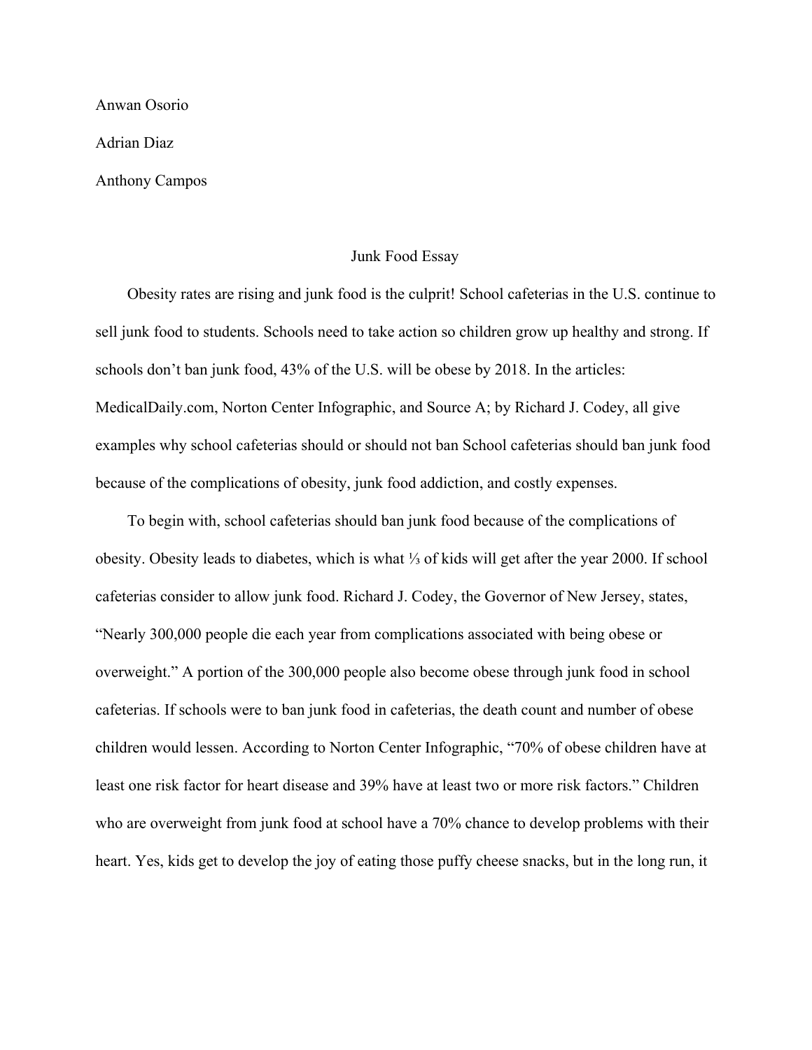Anwan Osorio

Adrian Diaz

Anthony Campos

Junk Food Essay

Obesity rates are rising and junk food is the culprit! School cafeterias in the U.S. continue to sell junk food to students. Schools need to take action so children grow up healthy and strong. If schools don't ban junk food, 43% of the U.S. will be obese by 2018. In the articles: MedicalDaily.com, Norton Center Infographic, and Source A; by Richard J. Codey, all give examples why school cafeterias should or should not ban School cafeterias should ban junk food because of the complications of obesity, junk food addiction, and costly expenses.

To begin with, school cafeterias should ban junk food because of the complications of obesity. Obesity leads to diabetes, which is what ⅓ of kids will get after the year 2000. If school cafeterias consider to allow junk food. Richard J. Codey, the Governor of New Jersey, states, "Nearly 300,000 people die each year from complications associated with being obese or overweight." A portion of the 300,000 people also become obese through junk food in school cafeterias. If schools were to ban junk food in cafeterias, the death count and number of obese children would lessen. According to Norton Center Infographic, "70% of obese children have at least one risk factor for heart disease and 39% have at least two or more risk factors." Children who are overweight from junk food at school have a 70% chance to develop problems with their heart. Yes, kids get to develop the joy of eating those puffy cheese snacks, but in the long run, it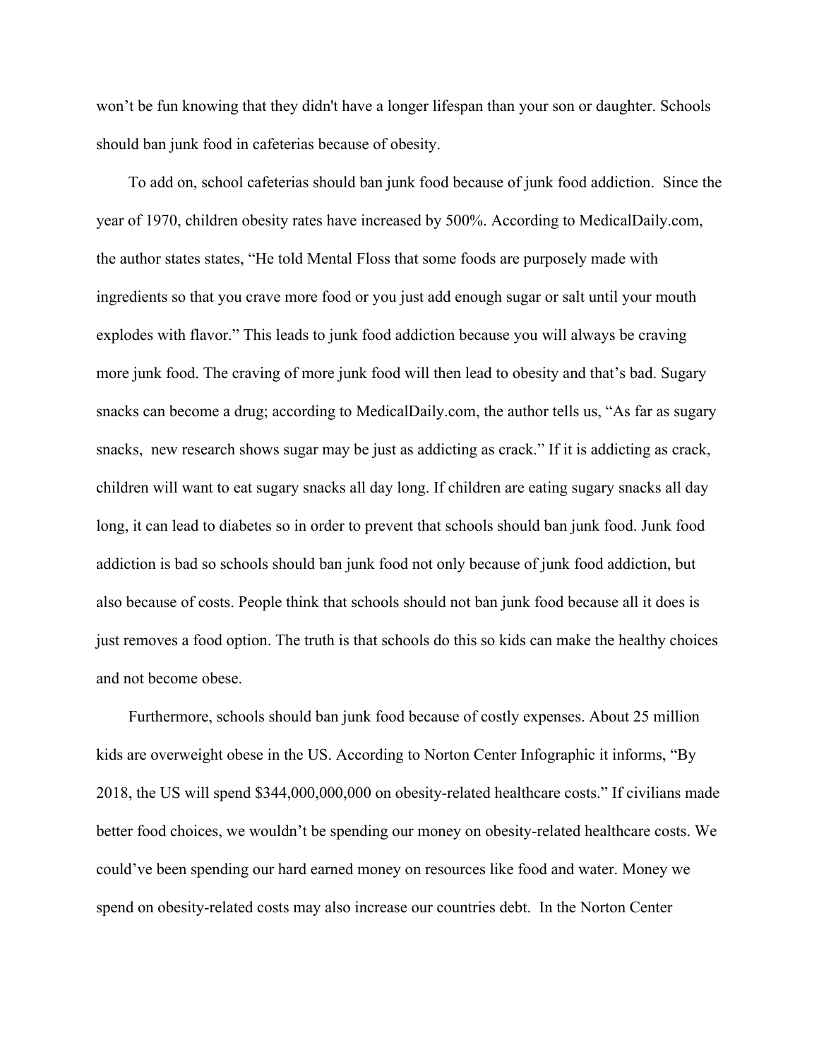won't be fun knowing that they didn't have a longer lifespan than your son or daughter. Schools should ban junk food in cafeterias because of obesity.

To add on, school cafeterias should ban junk food because of junk food addiction. Since the year of 1970, children obesity rates have increased by 500%. According to MedicalDaily.com, the author states states, "He told Mental Floss that some foods are purposely made with ingredients so that you crave more food or you just add enough sugar or salt until your mouth explodes with flavor." This leads to junk food addiction because you will always be craving more junk food. The craving of more junk food will then lead to obesity and that's bad. Sugary snacks can become a drug; according to MedicalDaily.com, the author tells us, "As far as sugary snacks, new research shows sugar may be just as addicting as crack." If it is addicting as crack, children will want to eat sugary snacks all day long. If children are eating sugary snacks all day long, it can lead to diabetes so in order to prevent that schools should ban junk food. Junk food addiction is bad so schools should ban junk food not only because of junk food addiction, but also because of costs. People think that schools should not ban junk food because all it does is just removes a food option. The truth is that schools do this so kids can make the healthy choices and not become obese.

Furthermore, schools should ban junk food because of costly expenses. About 25 million kids are overweight obese in the US. According to Norton Center Infographic it informs, "By 2018, the US will spend $344,000,000,000 on obesity-related healthcare costs." If civilians made better food choices, we wouldn't be spending our money on obesity-related healthcare costs. We could've been spending our hard earned money on resources like food and water. Money we spend on obesity-related costs may also increase our countries debt. In the Norton Center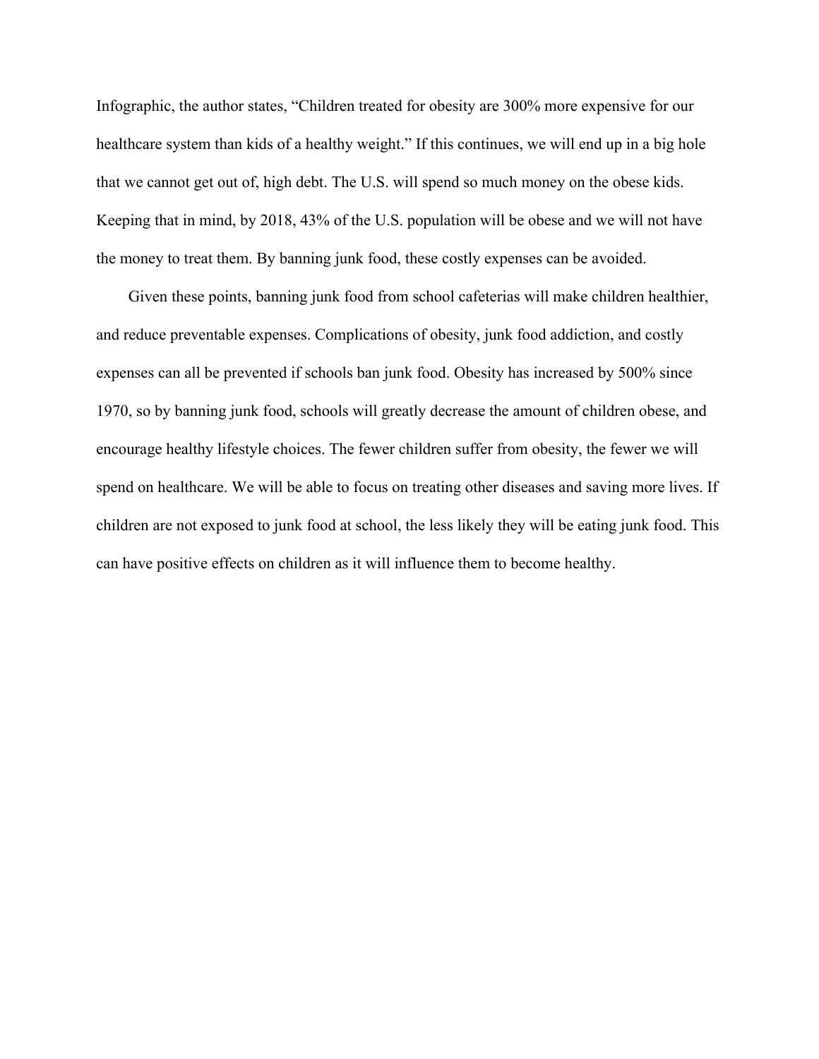Infographic, the author states, “Children treated for obesity are 300% more expensive for our healthcare system than kids of a healthy weight.” If this continues, we will end up in a big hole that we cannot get out of, high debt. The U.S. will spend so much money on the obese kids. Keeping that in mind, by 2018, 43% of the U.S. population will be obese and we will not have the money to treat them. By banning junk food, these costly expenses can be avoided.

Given these points, banning junk food from school cafeterias will make children healthier, and reduce preventable expenses. Complications of obesity, junk food addiction, and costly expenses can all be prevented if schools ban junk food. Obesity has increased by 500% since 1970, so by banning junk food, schools will greatly decrease the amount of children obese, and encourage healthy lifestyle choices. The fewer children suffer from obesity, the fewer we will spend on healthcare. We will be able to focus on treating other diseases and saving more lives. If children are not exposed to junk food at school, the less likely they will be eating junk food. This can have positive effects on children as it will influence them to become healthy.